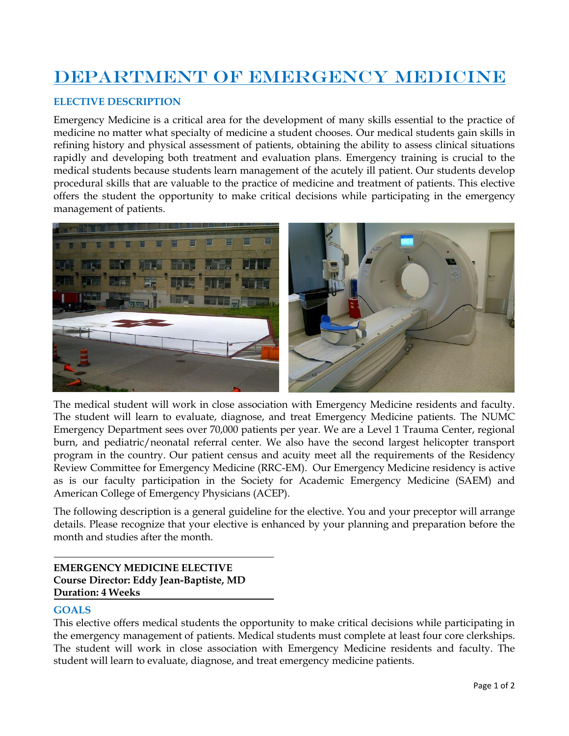# Department of Emergency Medicine

## ELECTIVE DESCRIPTION

Emergency Medicine is a critical area for the development of many skills essential to the practice of medicine no matter what specialty of medicine a student chooses. Our medical students gain skills in refining history and physical assessment of patients, obtaining the ability to assess clinical situations rapidly and developing both treatment and evaluation plans. Emergency training is crucial to the medical students because students learn management of the acutely ill patient. Our students develop procedural skills that are valuable to the practice of medicine and treatment of patients. This elective offers the student the opportunity to make critical decisions while participating in the emergency management of patients.

The medical student will work in close association with Emergency Medicine residents and faculty. The student will learn to evaluate, diagnose, and treat Emergency Medicine patients. The NUMC Emergency Department sees over 70,000 patients per year. We are a Level 1 Trauma Center, regional burn, and pediatric/neonatal referral center. We also have the second largest helicopter transport program in the country. Our patient census and acuity meet all the requirements of the Residency Review Committee for Emergency Medicine (RRC-EM). Our Emergency Medicine residency is active as is our faculty participation in the Society for Academic Emergency Medicine (SAEM) and American College of Emergency Physicians (ACEP).

The following description is a general guideline for the elective. You and your preceptor will arrange details. Please recognize that your elective is enhanced by your planning and preparation before the month and studies after the month.

---

**EMERGENCY MEDICINE ELECTIVE**
**Course Director: Eddy Jean-Baptiste, MD**
**Duration: 4 Weeks**

---

## GOALS

This elective offers medical students the opportunity to make critical decisions while participating in the emergency management of patients. Medical students must complete at least four core clerkships. The student will work in close association with Emergency Medicine residents and faculty. The student will learn to evaluate, diagnose, and treat emergency medicine patients.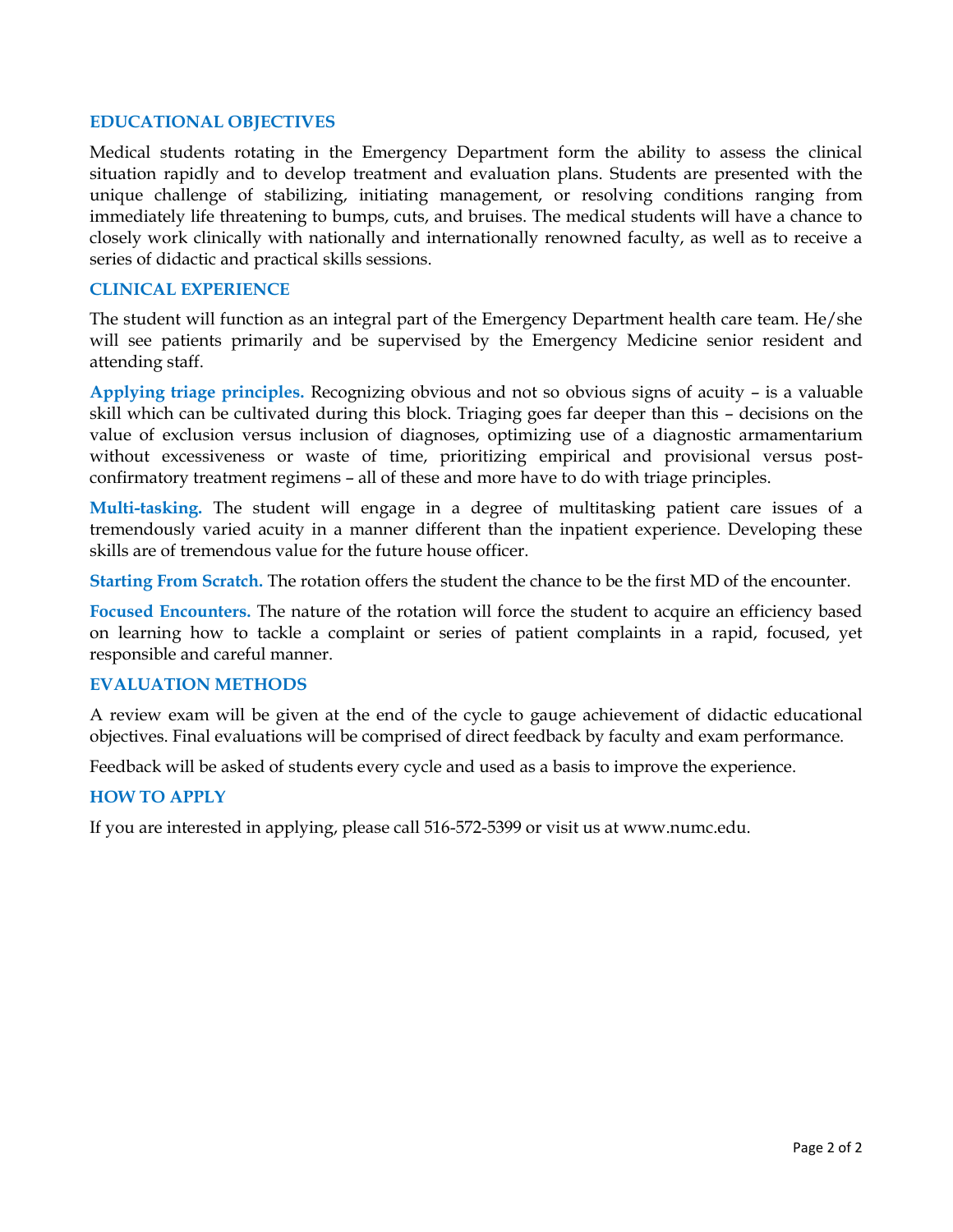## EDUCATIONAL OBJECTIVES

Medical students rotating in the Emergency Department form the ability to assess the clinical situation rapidly and to develop treatment and evaluation plans. Students are presented with the unique challenge of stabilizing, initiating management, or resolving conditions ranging from immediately life threatening to bumps, cuts, and bruises. The medical students will have a chance to closely work clinically with nationally and internationally renowned faculty, as well as to receive a series of didactic and practical skills sessions.

## CLINICAL EXPERIENCE

The student will function as an integral part of the Emergency Department health care team. He/she will see patients primarily and be supervised by the Emergency Medicine senior resident and attending staff.

**Applying triage principles.** Recognizing obvious and not so obvious signs of acuity – is a valuable skill which can be cultivated during this block. Triaging goes far deeper than this – decisions on the value of exclusion versus inclusion of diagnoses, optimizing use of a diagnostic armamentarium without excessiveness or waste of time, prioritizing empirical and provisional versus post-confirmatory treatment regimens – all of these and more have to do with triage principles.

**Multi-tasking.** The student will engage in a degree of multitasking patient care issues of a tremendously varied acuity in a manner different than the inpatient experience. Developing these skills are of tremendous value for the future house officer.

**Starting From Scratch.** The rotation offers the student the chance to be the first MD of the encounter.

**Focused Encounters.** The nature of the rotation will force the student to acquire an efficiency based on learning how to tackle a complaint or series of patient complaints in a rapid, focused, yet responsible and careful manner.

## EVALUATION METHODS

A review exam will be given at the end of the cycle to gauge achievement of didactic educational objectives. Final evaluations will be comprised of direct feedback by faculty and exam performance.

Feedback will be asked of students every cycle and used as a basis to improve the experience.

## HOW TO APPLY

If you are interested in applying, please call 516-572-5399 or visit us at www.numc.edu.